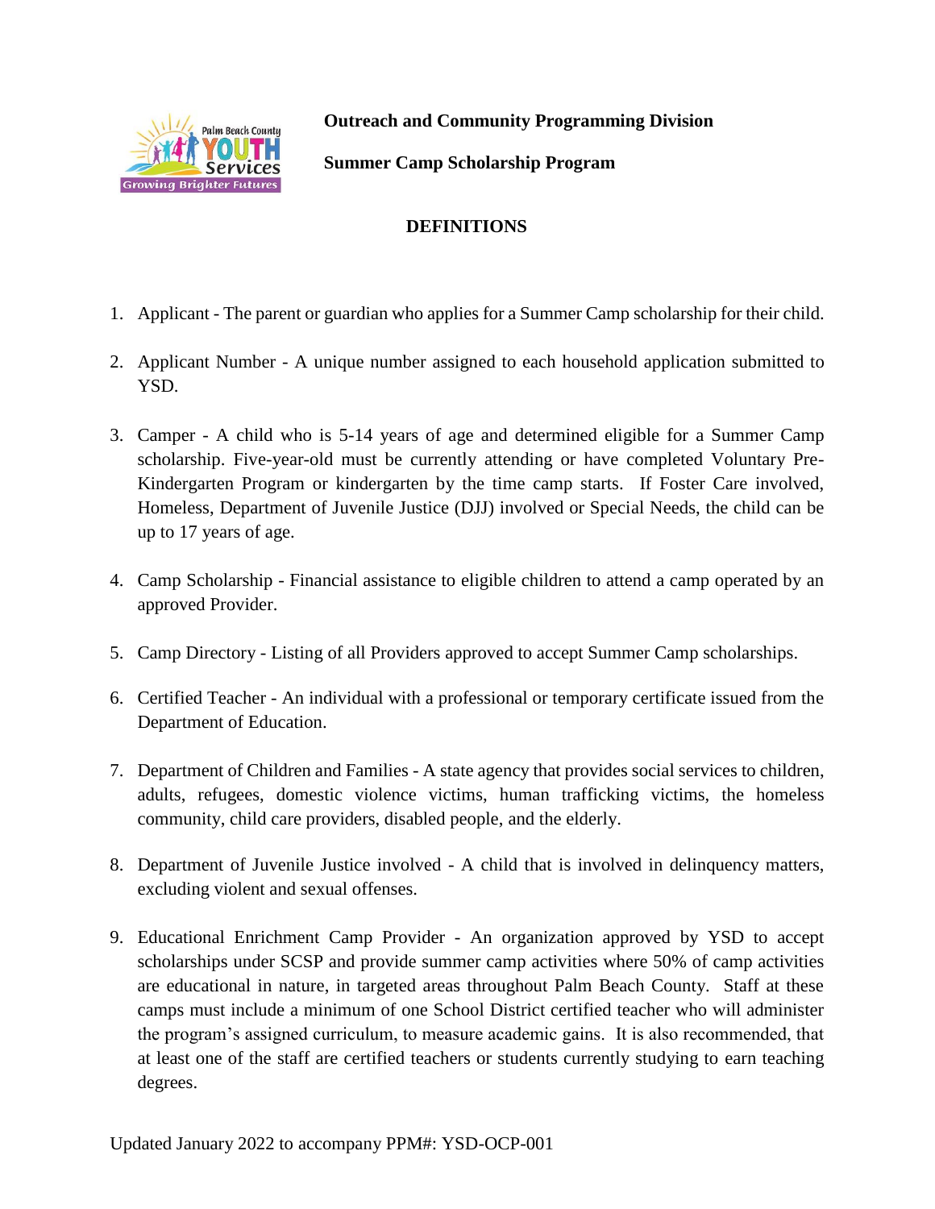**Outreach and Community Programming Division**

**Summer Camp Scholarship Program**

## DEFINITIONS

1. Applicant - The parent or guardian who applies for a Summer Camp scholarship for their child.

2. Applicant Number - A unique number assigned to each household application submitted to YSD.

3. Camper - A child who is 5-14 years of age and determined eligible for a Summer Camp scholarship. Five-year-old must be currently attending or have completed Voluntary Pre-Kindergarten Program or kindergarten by the time camp starts. If Foster Care involved, Homeless, Department of Juvenile Justice (DJJ) involved or Special Needs, the child can be up to 17 years of age.

4. Camp Scholarship - Financial assistance to eligible children to attend a camp operated by an approved Provider.

5. Camp Directory - Listing of all Providers approved to accept Summer Camp scholarships.

6. Certified Teacher - An individual with a professional or temporary certificate issued from the Department of Education.

7. Department of Children and Families - A state agency that provides social services to children, adults, refugees, domestic violence victims, human trafficking victims, the homeless community, child care providers, disabled people, and the elderly.

8. Department of Juvenile Justice involved - A child that is involved in delinquency matters, excluding violent and sexual offenses.

9. Educational Enrichment Camp Provider - An organization approved by YSD to accept scholarships under SCSP and provide summer camp activities where 50% of camp activities are educational in nature, in targeted areas throughout Palm Beach County. Staff at these camps must include a minimum of one School District certified teacher who will administer the program's assigned curriculum, to measure academic gains. It is also recommended, that at least one of the staff are certified teachers or students currently studying to earn teaching degrees.

Updated January 2022 to accompany PPM#: YSD-OCP-001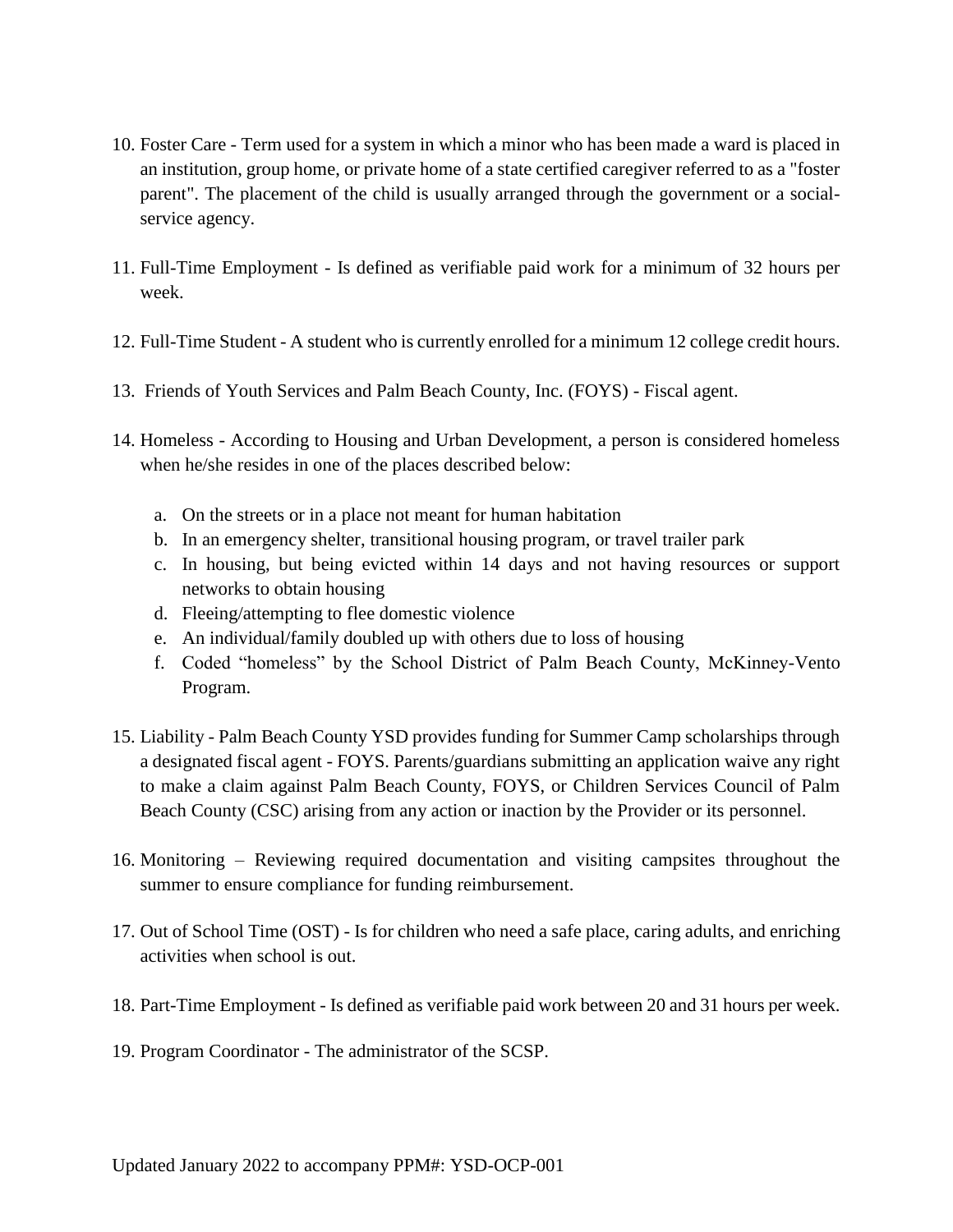10. Foster Care - Term used for a system in which a minor who has been made a ward is placed in an institution, group home, or private home of a state certified caregiver referred to as a "foster parent". The placement of the child is usually arranged through the government or a social-service agency.

11. Full-Time Employment - Is defined as verifiable paid work for a minimum of 32 hours per week.

12. Full-Time Student - A student who is currently enrolled for a minimum 12 college credit hours.

13. Friends of Youth Services and Palm Beach County, Inc. (FOYS) - Fiscal agent.

14. Homeless - According to Housing and Urban Development, a person is considered homeless when he/she resides in one of the places described below:

    a. On the streets or in a place not meant for human habitation
    b. In an emergency shelter, transitional housing program, or travel trailer park
    c. In housing, but being evicted within 14 days and not having resources or support networks to obtain housing
    d. Fleeing/attempting to flee domestic violence
    e. An individual/family doubled up with others due to loss of housing
    f. Coded "homeless" by the School District of Palm Beach County, McKinney-Vento Program.

15. Liability - Palm Beach County YSD provides funding for Summer Camp scholarships through a designated fiscal agent - FOYS. Parents/guardians submitting an application waive any right to make a claim against Palm Beach County, FOYS, or Children Services Council of Palm Beach County (CSC) arising from any action or inaction by the Provider or its personnel.

16. Monitoring – Reviewing required documentation and visiting campsites throughout the summer to ensure compliance for funding reimbursement.

17. Out of School Time (OST) - Is for children who need a safe place, caring adults, and enriching activities when school is out.

18. Part-Time Employment - Is defined as verifiable paid work between 20 and 31 hours per week.

19. Program Coordinator - The administrator of the SCSP.

Updated January 2022 to accompany PPM#: YSD-OCP-001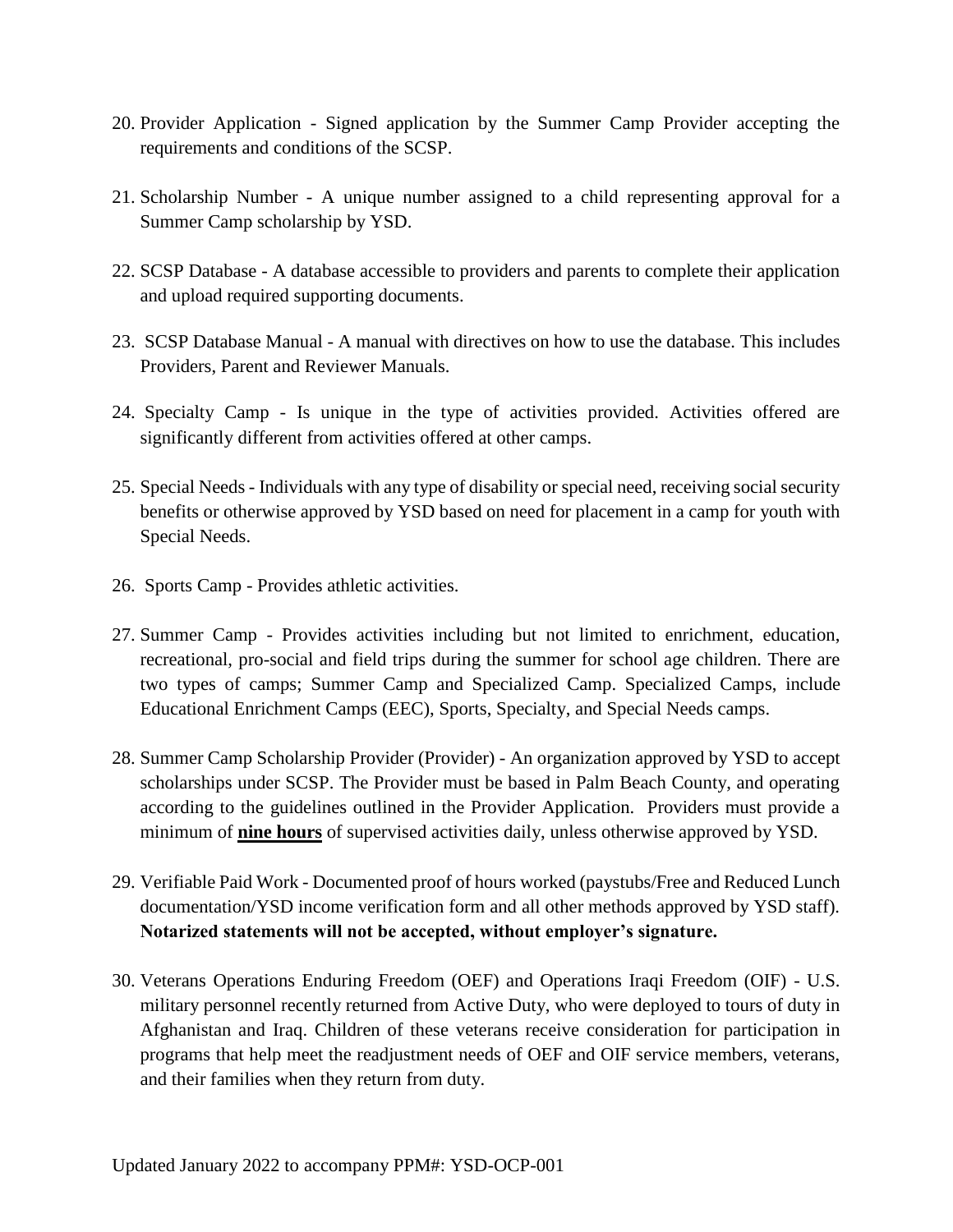20. Provider Application - Signed application by the Summer Camp Provider accepting the requirements and conditions of the SCSP.

21. Scholarship Number - A unique number assigned to a child representing approval for a Summer Camp scholarship by YSD.

22. SCSP Database - A database accessible to providers and parents to complete their application and upload required supporting documents.

23. SCSP Database Manual - A manual with directives on how to use the database. This includes Providers, Parent and Reviewer Manuals.

24. Specialty Camp - Is unique in the type of activities provided. Activities offered are significantly different from activities offered at other camps.

25. Special Needs - Individuals with any type of disability or special need, receiving social security benefits or otherwise approved by YSD based on need for placement in a camp for youth with Special Needs.

26. Sports Camp - Provides athletic activities.

27. Summer Camp - Provides activities including but not limited to enrichment, education, recreational, pro-social and field trips during the summer for school age children. There are two types of camps; Summer Camp and Specialized Camp. Specialized Camps, include Educational Enrichment Camps (EEC), Sports, Specialty, and Special Needs camps.

28. Summer Camp Scholarship Provider (Provider) - An organization approved by YSD to accept scholarships under SCSP. The Provider must be based in Palm Beach County, and operating according to the guidelines outlined in the Provider Application. Providers must provide a minimum of **nine hours** of supervised activities daily, unless otherwise approved by YSD.

29. Verifiable Paid Work - Documented proof of hours worked (paystubs/Free and Reduced Lunch documentation/YSD income verification form and all other methods approved by YSD staff). **Notarized statements will not be accepted, without employer's signature.**

30. Veterans Operations Enduring Freedom (OEF) and Operations Iraqi Freedom (OIF) - U.S. military personnel recently returned from Active Duty, who were deployed to tours of duty in Afghanistan and Iraq. Children of these veterans receive consideration for participation in programs that help meet the readjustment needs of OEF and OIF service members, veterans, and their families when they return from duty.

Updated January 2022 to accompany PPM#: YSD-OCP-001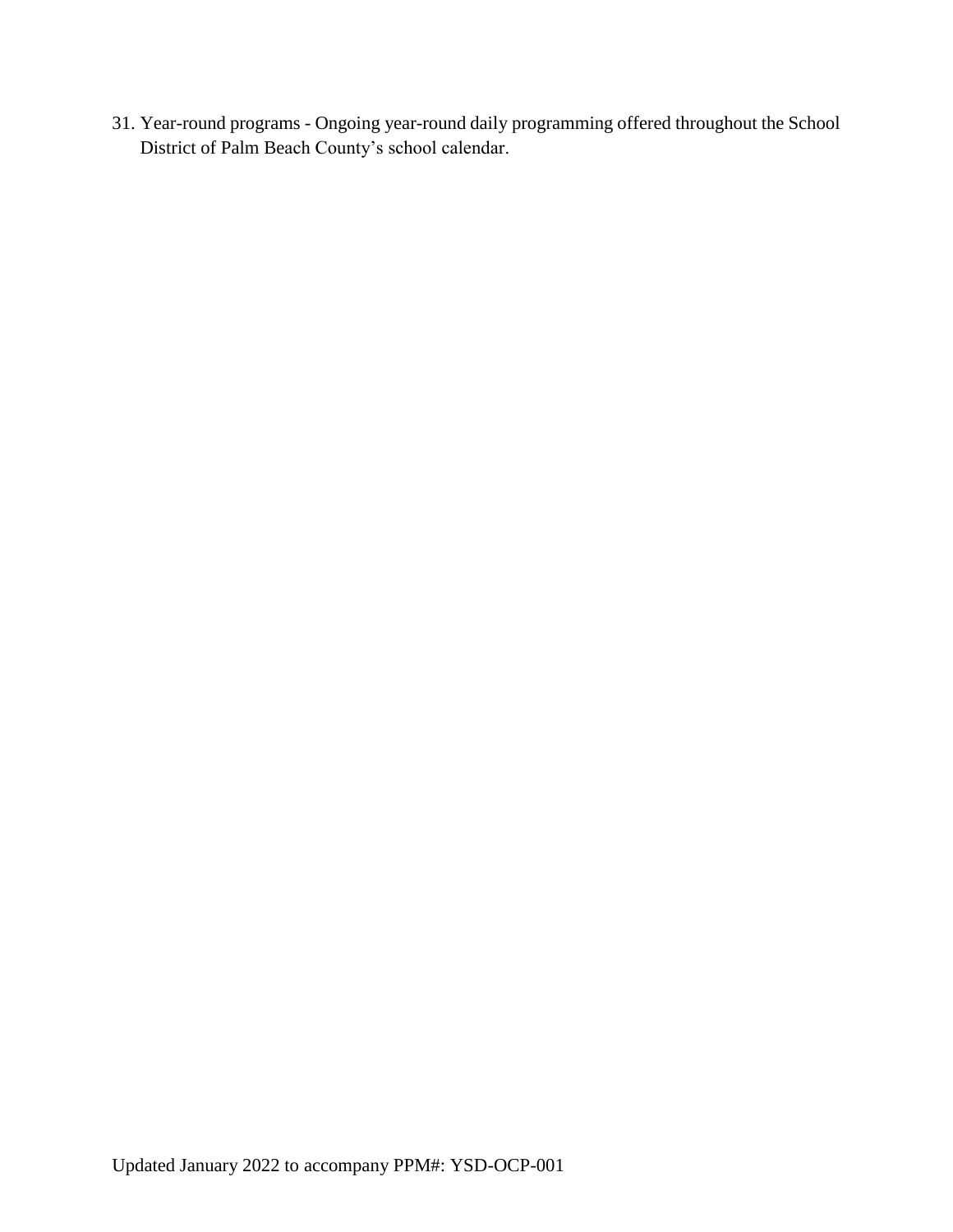31. Year-round programs - Ongoing year-round daily programming offered throughout the School District of Palm Beach County's school calendar.